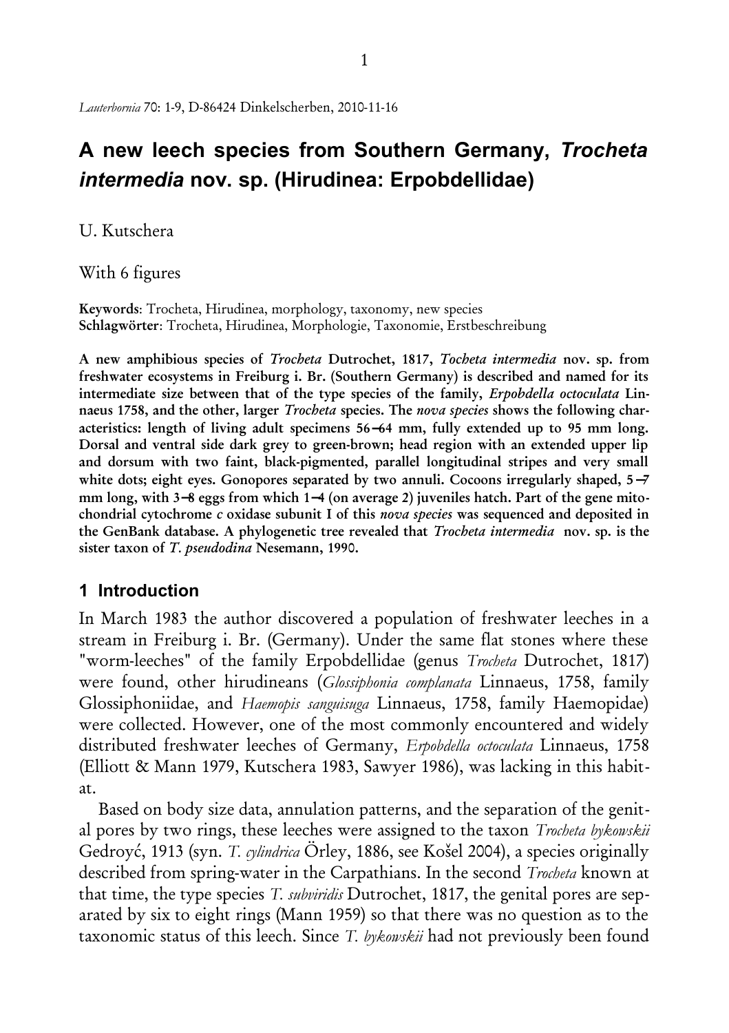*Lauterbornia* 70: 1-9, D-86424 Dinkelscherben, 2010-11-16

# A new leech species from Southern Germany, *Trocheta intermedia* nov. sp. (Hirudinea: Erpobdellidae)

U. Kutschera

With 6 figures

**Keywords**: Trocheta, Hirudinea, morphology, taxonomy, new species
**Schlagwörter**: Trocheta, Hirudinea, Morphologie, Taxonomie, Erstbeschreibung

**A new amphibious species of *Trocheta* Dutrochet, 1817, *Tocheta intermedia* nov. sp. from freshwater ecosystems in Freiburg i. Br. (Southern Germany) is described and named for its intermediate size between that of the type species of the family, *Erpobdella octoculata* Linnaeus 1758, and the other, larger *Trocheta* species. The *nova species* shows the following characteristics: length of living adult specimens 56–64 mm, fully extended up to 95 mm long. Dorsal and ventral side dark grey to green-brown; head region with an extended upper lip and dorsum with two faint, black-pigmented, parallel longitudinal stripes and very small white dots; eight eyes. Gonopores separated by two annuli. Cocoons irregularly shaped, 5–7 mm long, with 3–8 eggs from which 1–4 (on average 2) juveniles hatch. Part of the gene mitochondrial cytochrome *c* oxidase subunit I of this *nova species* was sequenced and deposited in the GenBank database. A phylogenetic tree revealed that *Trocheta intermedia* nov. sp. is the sister taxon of *T. pseudodina* Nesemann, 1990.**

## 1 Introduction

In March 1983 the author discovered a population of freshwater leeches in a stream in Freiburg i. Br. (Germany). Under the same flat stones where these "worm-leeches" of the family Erpobdellidae (genus *Trocheta* Dutrochet, 1817) were found, other hirudineans (*Glossiphonia complanata* Linnaeus, 1758, family Glossiphoniidae, and *Haemopis sanguisuga* Linnaeus, 1758, family Haemopidae) were collected. However, one of the most commonly encountered and widely distributed freshwater leeches of Germany, *Erpobdella octoculata* Linnaeus, 1758 (Elliott & Mann 1979, Kutschera 1983, Sawyer 1986), was lacking in this habitat.

Based on body size data, annulation patterns, and the separation of the genital pores by two rings, these leeches were assigned to the taxon *Trocheta bykowskii* Gedroyć, 1913 (syn. *T. cylindrica* Örley, 1886, see Košel 2004), a species originally described from spring-water in the Carpathians. In the second *Trocheta* known at that time, the type species *T. subviridis* Dutrochet, 1817, the genital pores are separated by six to eight rings (Mann 1959) so that there was no question as to the taxonomic status of this leech. Since *T. bykowskii* had not previously been found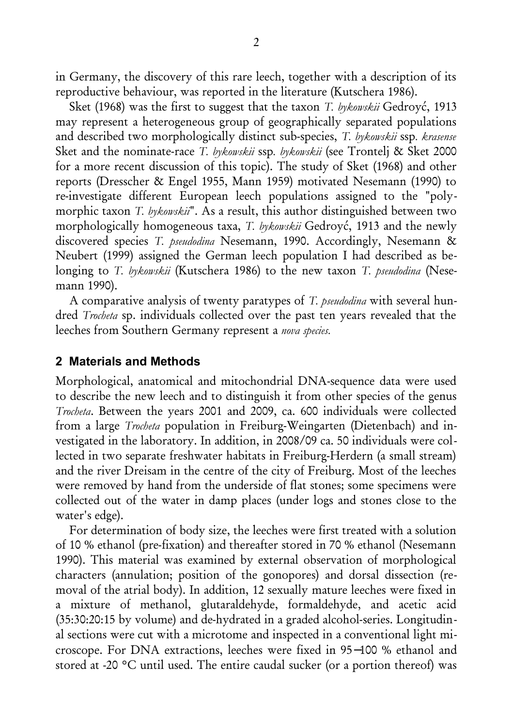in Germany, the discovery of this rare leech, together with a description of its reproductive behaviour, was reported in the literature (Kutschera 1986).

Sket (1968) was the first to suggest that the taxon *T. bykowskii* Gedroyć, 1913 may represent a heterogeneous group of geographically separated populations and described two morphologically distinct sub-species, *T. bykowskii* ssp. *krasense* Sket and the nominate-race *T. bykowskii* ssp. *bykowskii* (see Trontelj & Sket 2000 for a more recent discussion of this topic). The study of Sket (1968) and other reports (Dresscher & Engel 1955, Mann 1959) motivated Nesemann (1990) to re-investigate different European leech populations assigned to the "polymorphic taxon *T. bykowskii*". As a result, this author distinguished between two morphologically homogeneous taxa, *T. bykowskii* Gedroyć, 1913 and the newly discovered species *T. pseudodina* Nesemann, 1990. Accordingly, Nesemann & Neubert (1999) assigned the German leech population I had described as belonging to *T. bykowskii* (Kutschera 1986) to the new taxon *T. pseudodina* (Nesemann 1990).

A comparative analysis of twenty paratypes of *T. pseudodina* with several hundred *Trocheta* sp. individuals collected over the past ten years revealed that the leeches from Southern Germany represent a *nova species*.

## 2 Materials and Methods

Morphological, anatomical and mitochondrial DNA-sequence data were used to describe the new leech and to distinguish it from other species of the genus *Trocheta*. Between the years 2001 and 2009, ca. 600 individuals were collected from a large *Trocheta* population in Freiburg-Weingarten (Dietenbach) and investigated in the laboratory. In addition, in 2008/09 ca. 50 individuals were collected in two separate freshwater habitats in Freiburg-Herdern (a small stream) and the river Dreisam in the centre of the city of Freiburg. Most of the leeches were removed by hand from the underside of flat stones; some specimens were collected out of the water in damp places (under logs and stones close to the water's edge).

For determination of body size, the leeches were first treated with a solution of 10 % ethanol (pre-fixation) and thereafter stored in 70 % ethanol (Nesemann 1990). This material was examined by external observation of morphological characters (annulation; position of the gonopores) and dorsal dissection (removal of the atrial body). In addition, 12 sexually mature leeches were fixed in a mixture of methanol, glutaraldehyde, formaldehyde, and acetic acid (35:30:20:15 by volume) and de-hydrated in a graded alcohol-series. Longitudinal sections were cut with a microtome and inspected in a conventional light microscope. For DNA extractions, leeches were fixed in 95–100 % ethanol and stored at -20 °C until used. The entire caudal sucker (or a portion thereof) was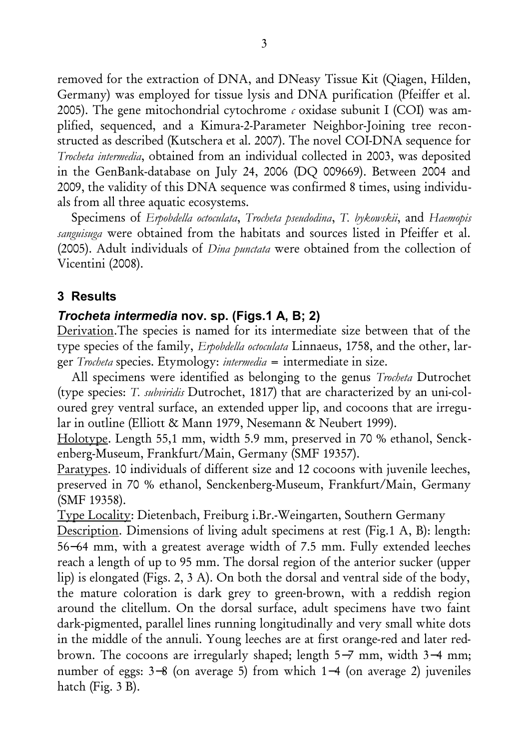removed for the extraction of DNA, and DNeasy Tissue Kit (Qiagen, Hilden, Germany) was employed for tissue lysis and DNA purification (Pfeiffer et al. 2005). The gene mitochondrial cytochrome *c* oxidase subunit I (COI) was amplified, sequenced, and a Kimura-2-Parameter Neighbor-Joining tree reconstructed as described (Kutschera et al. 2007). The novel COI-DNA sequence for *Trocheta intermedia*, obtained from an individual collected in 2003, was deposited in the GenBank-database on July 24, 2006 (DQ 009669). Between 2004 and 2009, the validity of this DNA sequence was confirmed 8 times, using individuals from all three aquatic ecosystems.

Specimens of *Erpobdella octoculata*, *Trocheta pseudodina*, *T. bykowskii*, and *Haemopis sanguisuga* were obtained from the habitats and sources listed in Pfeiffer et al. (2005). Adult individuals of *Dina punctata* were obtained from the collection of Vicentini (2008).

## 3 Results

### *Trocheta intermedia* nov. sp. (Figs.1 A, B; 2)

Derivation.The species is named for its intermediate size between that of the type species of the family, *Erpobdella octoculata* Linnaeus, 1758, and the other, larger *Trocheta* species. Etymology: *intermedia* = intermediate in size.

All specimens were identified as belonging to the genus *Trocheta* Dutrochet (type species: *T. subviridis* Dutrochet, 1817) that are characterized by an uni-coloured grey ventral surface, an extended upper lip, and cocoons that are irregular in outline (Elliott & Mann 1979, Nesemann & Neubert 1999).

Holotype. Length 55,1 mm, width 5.9 mm, preserved in 70 % ethanol, Senckenberg-Museum, Frankfurt/Main, Germany (SMF 19357).

Paratypes. 10 individuals of different size and 12 cocoons with juvenile leeches, preserved in 70 % ethanol, Senckenberg-Museum, Frankfurt/Main, Germany (SMF 19358).

Type Locality: Dietenbach, Freiburg i.Br.-Weingarten, Southern Germany

Description. Dimensions of living adult specimens at rest (Fig.1 A, B): length: 56–64 mm, with a greatest average width of 7.5 mm. Fully extended leeches reach a length of up to 95 mm. The dorsal region of the anterior sucker (upper lip) is elongated (Figs. 2, 3 A). On both the dorsal and ventral side of the body, the mature coloration is dark grey to green-brown, with a reddish region around the clitellum. On the dorsal surface, adult specimens have two faint dark-pigmented, parallel lines running longitudinally and very small white dots in the middle of the annuli. Young leeches are at first orange-red and later red-brown. The cocoons are irregularly shaped; length 5–7 mm, width 3–4 mm; number of eggs: 3–8 (on average 5) from which 1–4 (on average 2) juveniles hatch (Fig. 3 B).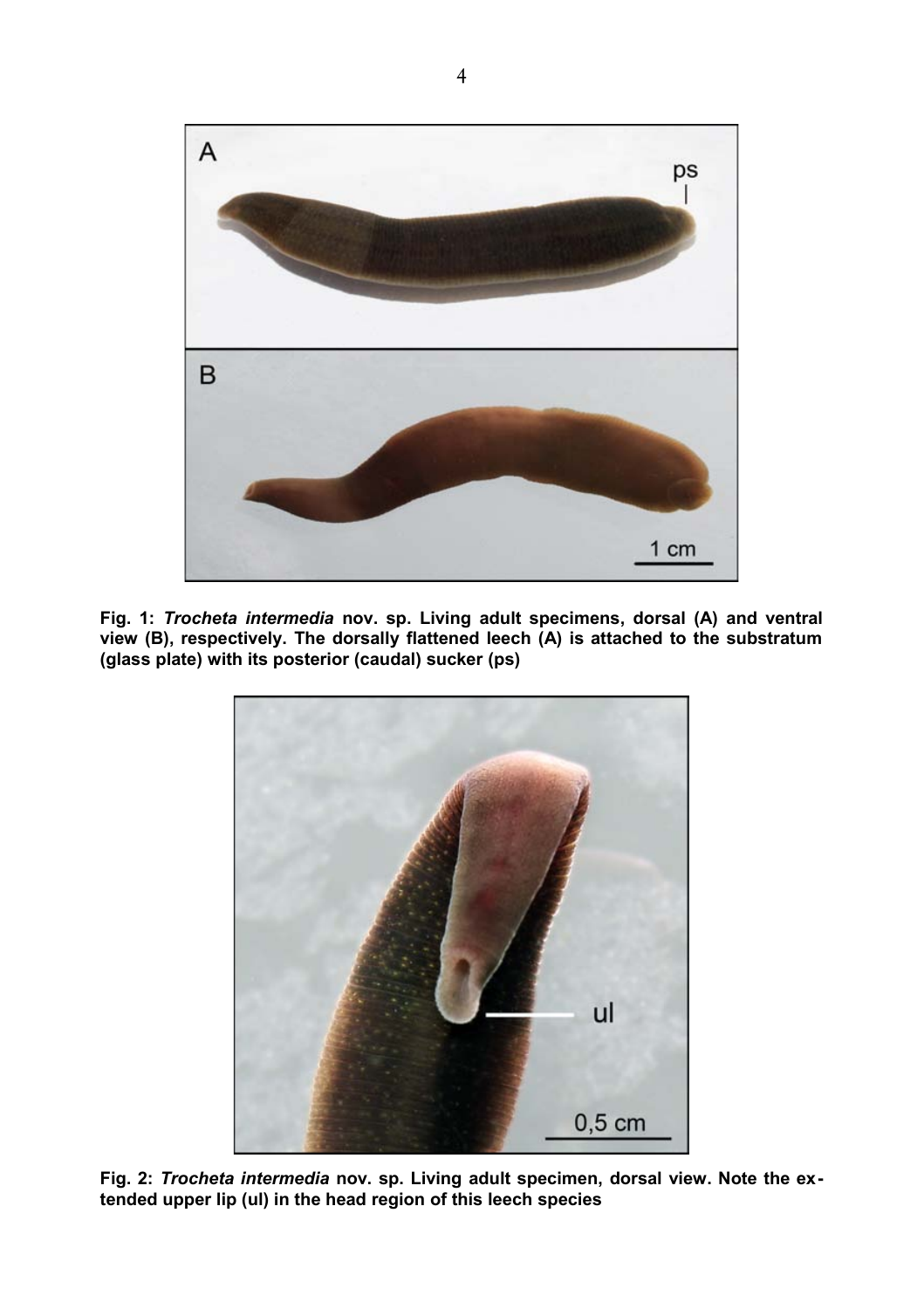**Fig. 1: *Trocheta intermedia* nov. sp. Living adult specimens, dorsal (A) and ventral view (B), respectively. The dorsally flattened leech (A) is attached to the substratum (glass plate) with its posterior (caudal) sucker (ps)**

**Fig. 2: *Trocheta intermedia* nov. sp. Living adult specimen, dorsal view. Note the extended upper lip (ul) in the head region of this leech species**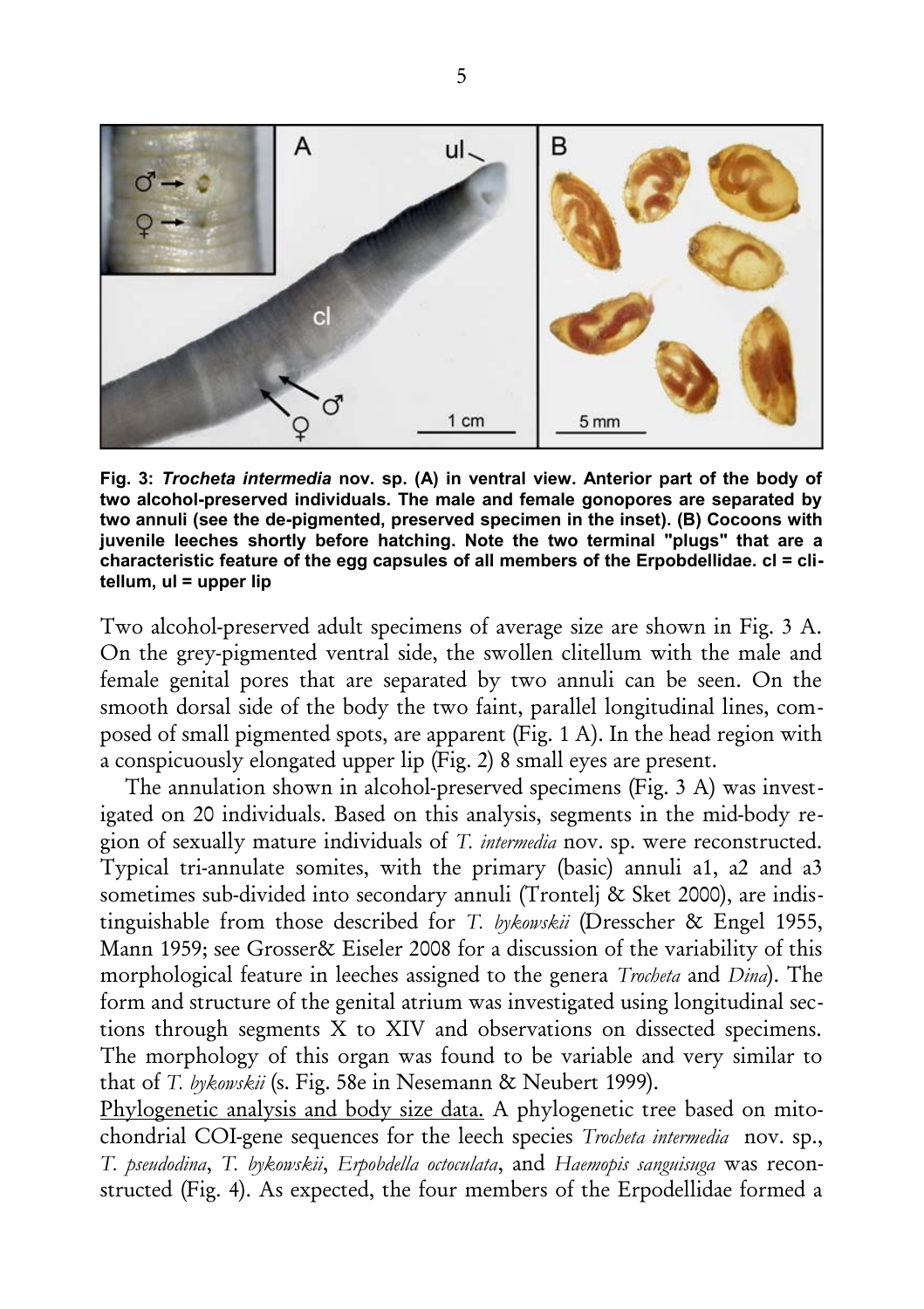**Fig. 3: *Trocheta intermedia* nov. sp. (A) in ventral view. Anterior part of the body of two alcohol-preserved individuals. The male and female gonopores are separated by two annuli (see the de-pigmented, preserved specimen in the inset). (B) Cocoons with juvenile leeches shortly before hatching. Note the two terminal "plugs" that are a characteristic feature of the egg capsules of all members of the Erpobdellidae. cl = clitellum, ul = upper lip**

Two alcohol-preserved adult specimens of average size are shown in Fig. 3 A. On the grey-pigmented ventral side, the swollen clitellum with the male and female genital pores that are separated by two annuli can be seen. On the smooth dorsal side of the body the two faint, parallel longitudinal lines, composed of small pigmented spots, are apparent (Fig. 1 A). In the head region with a conspicuously elongated upper lip (Fig. 2) 8 small eyes are present.

The annulation shown in alcohol-preserved specimens (Fig. 3 A) was investigated on 20 individuals. Based on this analysis, segments in the mid-body region of sexually mature individuals of *T. intermedia* nov. sp. were reconstructed. Typical tri-annulate somites, with the primary (basic) annuli a1, a2 and a3 sometimes sub-divided into secondary annuli (Trontelj & Sket 2000), are indistinguishable from those described for *T. bykowskii* (Dresscher & Engel 1955, Mann 1959; see Grosser& Eiseler 2008 for a discussion of the variability of this morphological feature in leeches assigned to the genera *Trocheta* and *Dina*). The form and structure of the genital atrium was investigated using longitudinal sections through segments X to XIV and observations on dissected specimens. The morphology of this organ was found to be variable and very similar to that of *T. bykowskii* (s. Fig. 58e in Nesemann & Neubert 1999).

Phylogenetic analysis and body size data. A phylogenetic tree based on mitochondrial COI-gene sequences for the leech species *Trocheta intermedia* nov. sp., *T. pseudodina*, *T. bykowskii*, *Erpobdella octoculata*, and *Haemopis sanguisuga* was reconstructed (Fig. 4). As expected, the four members of the Erpodellidae formed a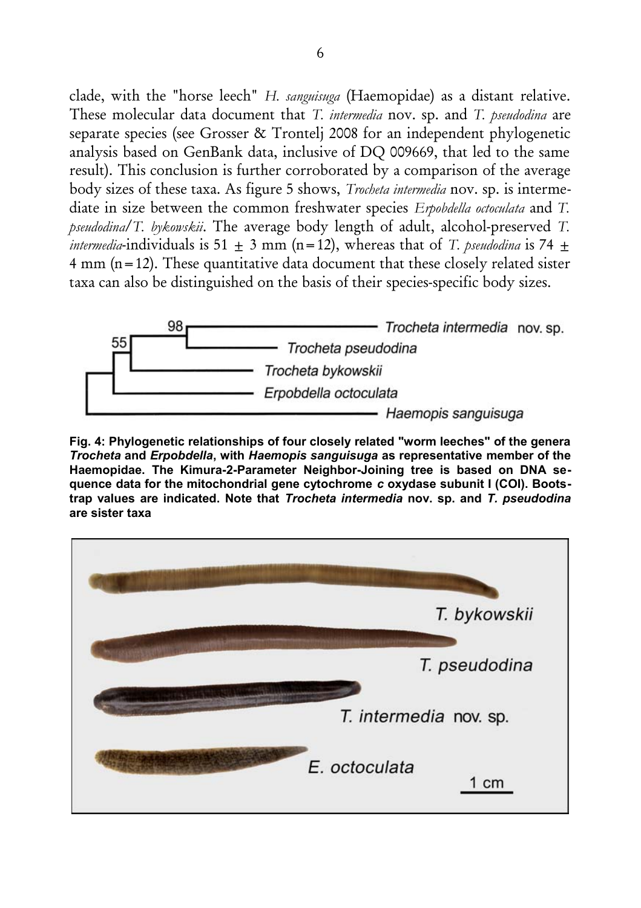clade, with the "horse leech" *H. sanguisuga* (Haemopidae) as a distant relative. These molecular data document that *T. intermedia* nov. sp. and *T. pseudodina* are separate species (see Grosser & Trontelj 2008 for an independent phylogenetic analysis based on GenBank data, inclusive of DQ 009669, that led to the same result). This conclusion is further corroborated by a comparison of the average body sizes of these taxa. As figure 5 shows, *Trocheta intermedia* nov. sp. is intermediate in size between the common freshwater species *Erpobdella octoculata* and *T. pseudodina*/*T. bykowskii*. The average body length of adult, alcohol-preserved *T. intermedia*-individuals is 51 $\pm$ 3 mm (n = 12), whereas that of *T. pseudodina* is 74 $\pm$ 4 mm (n = 12). These quantitative data document that these closely related sister taxa can also be distinguished on the basis of their species-specific body sizes.

**Fig. 4: Phylogenetic relationships of four closely related "worm leeches" of the genera *Trocheta* and *Erpobdella*, with *Haemopis sanguisuga* as representative member of the Haemopidae. The Kimura-2-Parameter Neighbor-Joining tree is based on DNA sequence data for the mitochondrial gene cytochrome *c* oxydase subunit I (COI). Bootstrap values are indicated. Note that *Trocheta intermedia* nov. sp. and *T. pseudodina* are sister taxa**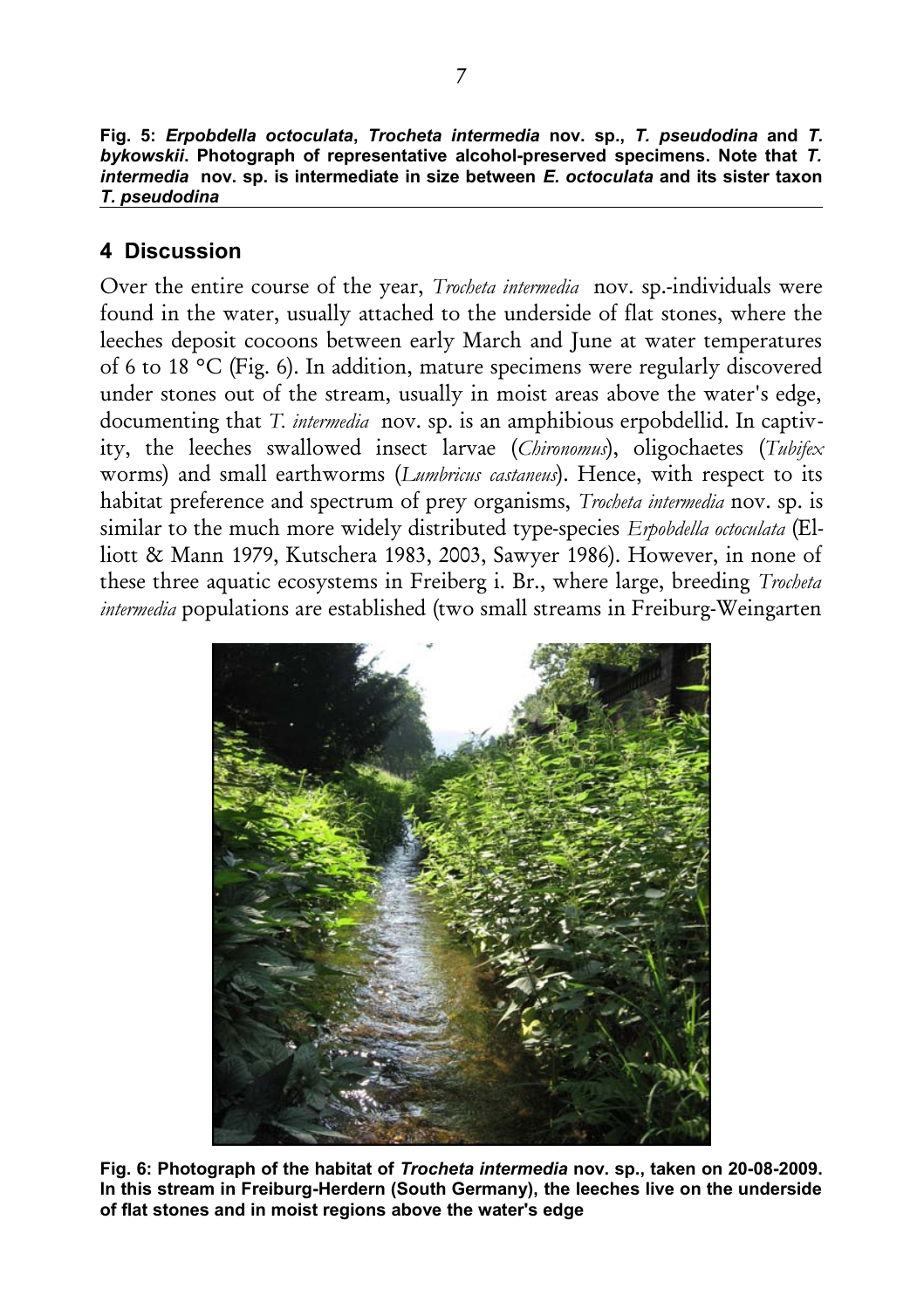**Fig. 5: *Erpobdella octoculata*, *Trocheta intermedia* nov. sp., *T. pseudodina* and *T. bykowskii*. Photograph of representative alcohol-preserved specimens. Note that *T. intermedia* nov. sp. is intermediate in size between *E. octoculata* and its sister taxon *T. pseudodina***

## 4 Discussion

Over the entire course of the year, *Trocheta intermedia* nov. sp.-individuals were found in the water, usually attached to the underside of flat stones, where the leeches deposit cocoons between early March and June at water temperatures of 6 to 18 °C (Fig. 6). In addition, mature specimens were regularly discovered under stones out of the stream, usually in moist areas above the water's edge, documenting that *T. intermedia* nov. sp. is an amphibious erpobdellid. In captivity, the leeches swallowed insect larvae (*Chironomus*), oligochaetes (*Tubifex* worms) and small earthworms (*Lumbricus castaneus*). Hence, with respect to its habitat preference and spectrum of prey organisms, *Trocheta intermedia* nov. sp. is similar to the much more widely distributed type-species *Erpobdella octoculata* (Elliott & Mann 1979, Kutschera 1983, 2003, Sawyer 1986). However, in none of these three aquatic ecosystems in Freiberg i. Br., where large, breeding *Trocheta intermedia* populations are established (two small streams in Freiburg-Weingarten

**Fig. 6: Photograph of the habitat of *Trocheta intermedia* nov. sp., taken on 20-08-2009. In this stream in Freiburg-Herdern (South Germany), the leeches live on the underside of flat stones and in moist regions above the water's edge**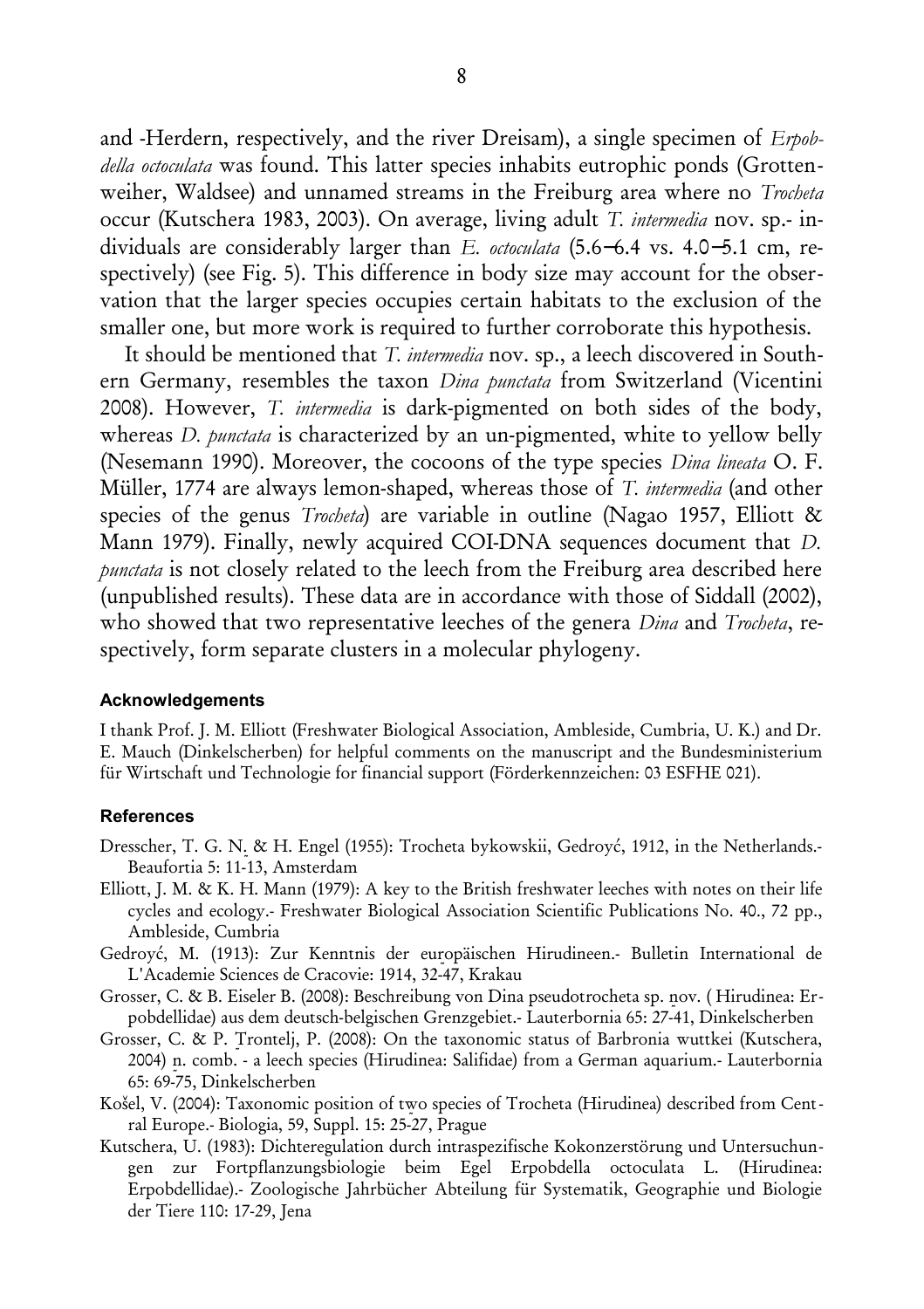and -Herdern, respectively, and the river Dreisam), a single specimen of *Erpobdella octoculata* was found. This latter species inhabits eutrophic ponds (Grottenweiher, Waldsee) and unnamed streams in the Freiburg area where no *Trocheta* occur (Kutschera 1983, 2003). On average, living adult *T. intermedia* nov. sp.- individuals are considerably larger than *E. octoculata* (5.6–6.4 vs. 4.0–5.1 cm, respectively) (see Fig. 5). This difference in body size may account for the observation that the larger species occupies certain habitats to the exclusion of the smaller one, but more work is required to further corroborate this hypothesis.

It should be mentioned that *T. intermedia* nov. sp., a leech discovered in Southern Germany, resembles the taxon *Dina punctata* from Switzerland (Vicentini 2008). However, *T. intermedia* is dark-pigmented on both sides of the body, whereas *D. punctata* is characterized by an un-pigmented, white to yellow belly (Nesemann 1990). Moreover, the cocoons of the type species *Dina lineata* O. F. Müller, 1774 are always lemon-shaped, whereas those of *T. intermedia* (and other species of the genus *Trocheta*) are variable in outline (Nagao 1957, Elliott & Mann 1979). Finally, newly acquired COI-DNA sequences document that *D. punctata* is not closely related to the leech from the Freiburg area described here (unpublished results). These data are in accordance with those of Siddall (2002), who showed that two representative leeches of the genera *Dina* and *Trocheta*, respectively, form separate clusters in a molecular phylogeny.

### Acknowledgements

I thank Prof. J. M. Elliott (Freshwater Biological Association, Ambleside, Cumbria, U. K.) and Dr. E. Mauch (Dinkelscherben) for helpful comments on the manuscript and the Bundesministerium für Wirtschaft und Technologie for financial support (Förderkennzeichen: 03 ESFHE 021).

### References

Dresscher, T. G. N. & H. Engel (1955): Trocheta bykowskii, Gedroyć, 1912, in the Netherlands.- Beaufortia 5: 11-13, Amsterdam

Elliott, J. M. & K. H. Mann (1979): A key to the British freshwater leeches with notes on their life cycles and ecology.- Freshwater Biological Association Scientific Publications No. 40., 72 pp., Ambleside, Cumbria

Gedroyć, M. (1913): Zur Kenntnis der europäischen Hirudineen.- Bulletin International de L'Academie Sciences de Cracovie: 1914, 32-47, Krakau

Grosser, C. & B. Eiseler B. (2008): Beschreibung von Dina pseudotrocheta sp. nov. ( Hirudinea: Erpobdellidae) aus dem deutsch-belgischen Grenzgebiet.- Lauterbornia 65: 27-41, Dinkelscherben

Grosser, C. & P. Trontelj, P. (2008): On the taxonomic status of Barbronia wuttkei (Kutschera, 2004) n. comb. - a leech species (Hirudinea: Salifidae) from a German aquarium.- Lauterbornia 65: 69-75, Dinkelscherben

Košel, V. (2004): Taxonomic position of two species of Trocheta (Hirudinea) described from Central Europe.- Biologia, 59, Suppl. 15: 25-27, Prague

Kutschera, U. (1983): Dichteregulation durch intraspezifische Kokonzerstörung und Untersuchungen zur Fortpflanzungsbiologie beim Egel Erpobdella octoculata L. (Hirudinea: Erpobdellidae).- Zoologische Jahrbücher Abteilung für Systematik, Geographie und Biologie der Tiere 110: 17-29, Jena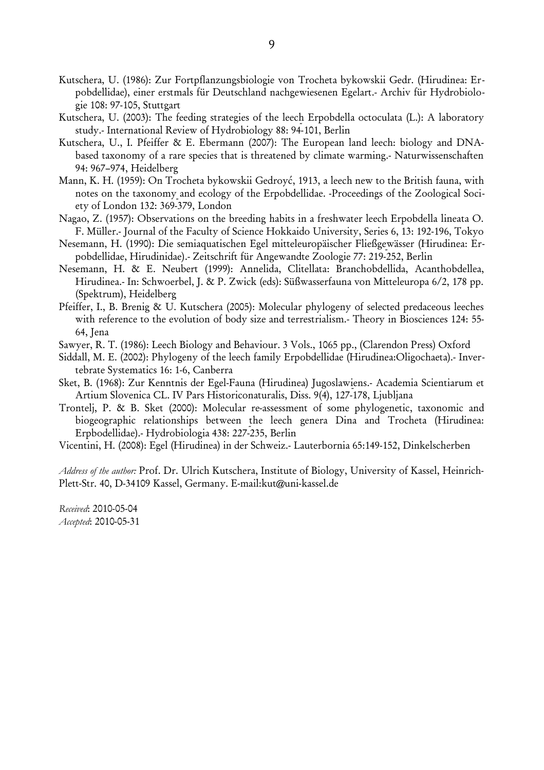Kutschera, U. (1986): Zur Fortpflanzungsbiologie von Trocheta bykowskii Gedr. (Hirudinea: Erpobdellidae), einer erstmals für Deutschland nachgewiesenen Egelart.- Archiv für Hydrobiologie 108: 97-105, Stuttgart

Kutschera, U. (2003): The feeding strategies of the leech Erpobdella octoculata (L.): A laboratory study.- International Review of Hydrobiology 88: 94-101, Berlin

Kutschera, U., I. Pfeiffer & E. Ebermann (2007): The European land leech: biology and DNA-based taxonomy of a rare species that is threatened by climate warming.- Naturwissenschaften 94: 967–974, Heidelberg

Mann, K. H. (1959): On Trocheta bykowskii Gedroyć, 1913, a leech new to the British fauna, with notes on the taxonomy and ecology of the Erpobdellidae. -Proceedings of the Zoological Society of London 132: 369-379, London

Nagao, Z. (1957): Observations on the breeding habits in a freshwater leech Erpobdella lineata O. F. Müller.- Journal of the Faculty of Science Hokkaido University, Series 6, 13: 192-196, Tokyo

Nesemann, H. (1990): Die semiaquatischen Egel mitteleuropäischer Fließgewässer (Hirudinea: Erpobdellidae, Hirudinidae).- Zeitschrift für Angewandte Zoologie 77: 219-252, Berlin

Nesemann, H. & E. Neubert (1999): Annelida, Clitellata: Branchobdellida, Acanthobdellea, Hirudinea.- In: Schwoerbel, J. & P. Zwick (eds): Süßwasserfauna von Mitteleuropa 6/2, 178 pp. (Spektrum), Heidelberg

Pfeiffer, I., B. Brenig & U. Kutschera (2005): Molecular phylogeny of selected predaceous leeches with reference to the evolution of body size and terrestrialism.- Theory in Biosciences 124: 55-64, Jena

Sawyer, R. T. (1986): Leech Biology and Behaviour. 3 Vols., 1065 pp., (Clarendon Press) Oxford

Siddall, M. E. (2002): Phylogeny of the leech family Erpobdellidae (Hirudinea:Oligochaeta).- Invertebrate Systematics 16: 1-6, Canberra

Sket, B. (1968): Zur Kenntnis der Egel-Fauna (Hirudinea) Jugoslawiens.- Academia Scientiarum et Artium Slovenica CL. IV Pars Historiconaturalis, Diss. 9(4), 127-178, Ljubljana

Trontelj, P. & B. Sket (2000): Molecular re-assessment of some phylogenetic, taxonomic and biogeographic relationships between the leech genera Dina and Trocheta (Hirudinea: Erpbodellidae).- Hydrobiologia 438: 227-235, Berlin

Vicentini, H. (2008): Egel (Hirudinea) in der Schweiz.- Lauterbornia 65:149-152, Dinkelscherben

*Address of the author:* Prof. Dr. Ulrich Kutschera, Institute of Biology, University of Kassel, Heinrich-Plett-Str. 40, D-34109 Kassel, Germany. E-mail:kut@uni-kassel.de

*Received*: 2010-05-04
*Accepted*: 2010-05-31